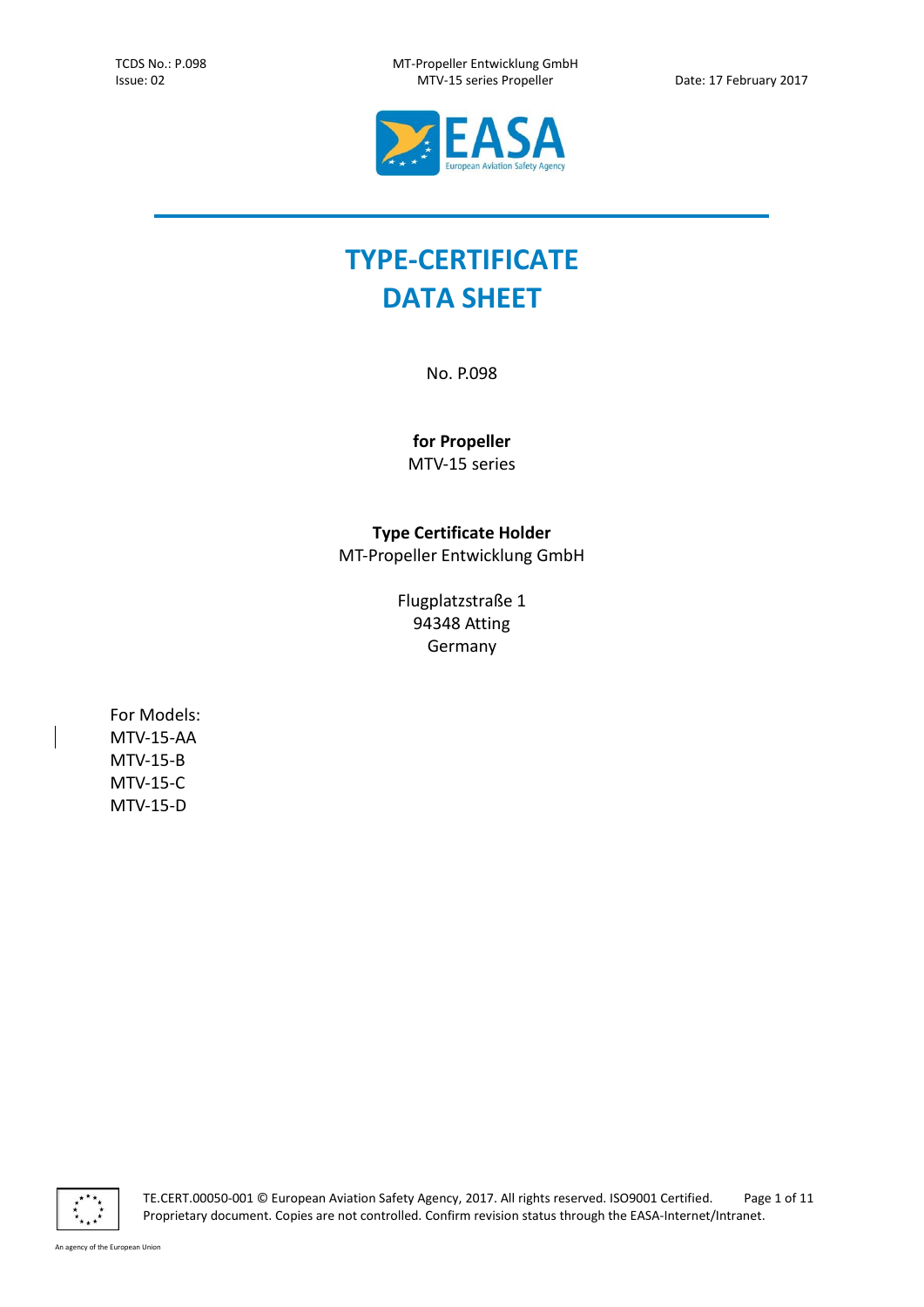# TYPE-CERTIFICATE DATA SHEET

No. P.098

**for Propeller**
MTV-15 series

**Type Certificate Holder**
MT-Propeller Entwicklung GmbH

Flugplatzstraße 1
94348 Atting
Germany

For Models:
MTV-15-AA
MTV-15-B
MTV-15-C
MTV-15-D

TE.CERT.00050-001 © European Aviation Safety Agency, 2017. All rights reserved. ISO9001 Certified. Proprietary document. Copies are not controlled. Confirm revision status through the EASA-Internet/Intranet.

An agency of the European Union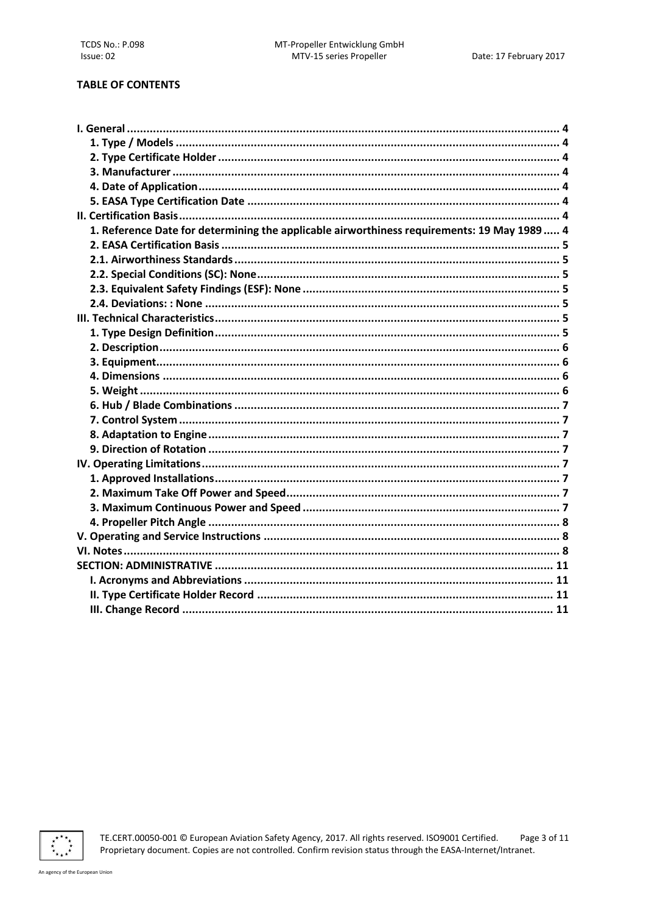**TABLE OF CONTENTS**

I. General ........................................................................................................ 4
- 1. Type / Models ........................................................................................ 4
- 2. Type Certificate Holder ........................................................................ 4
- 3. Manufacturer ......................................................................................... 4
- 4. Date of Application ............................................................................... 4
- 5. EASA Type Certification Date ............................................................. 4

II. Certification Basis ...................................................................................... 4
- 1. Reference Date for determining the applicable airworthiness requirements: 19 May 1989 ..... 4
- 2. EASA Certification Basis ..................................................................... 5
- 2.1. Airworthiness Standards .................................................................... 5
- 2.2. Special Conditions (SC): None ........................................................... 5
- 2.3. Equivalent Safety Findings (ESF): None ............................................ 5
- 2.4. Deviations: : None ............................................................................. 5

III. Technical Characteristics .......................................................................... 5
- 1. Type Design Definition ......................................................................... 5
- 2. Description ............................................................................................ 6
- 3. Equipment ............................................................................................. 6
- 4. Dimensions ........................................................................................... 6
- 5. Weight ................................................................................................... 6
- 6. Hub / Blade Combinations ................................................................... 7
- 7. Control System ...................................................................................... 7
- 8. Adaptation to Engine ............................................................................ 7
- 9. Direction of Rotation ............................................................................ 7

IV. Operating Limitations ................................................................................ 7
- 1. Approved Installations .......................................................................... 7
- 2. Maximum Take Off Power and Speed .................................................... 7
- 3. Maximum Continuous Power and Speed ............................................... 7
- 4. Propeller Pitch Angle ............................................................................ 8

V. Operating and Service Instructions ........................................................... 8

VI. Notes ......................................................................................................... 8

SECTION: ADMINISTRATIVE ........................................................................ 11
- I. Acronyms and Abbreviations ................................................................. 11
- II. Type Certificate Holder Record ............................................................ 11
- III. Change Record .................................................................................... 11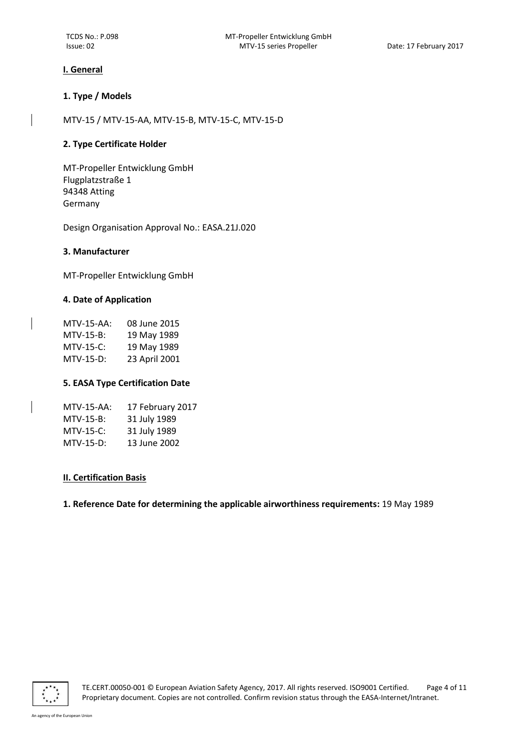## I. General

### 1. Type / Models

MTV-15 / MTV-15-AA, MTV-15-B, MTV-15-C, MTV-15-D

### 2. Type Certificate Holder

MT-Propeller Entwicklung GmbH
Flugplatzstraße 1
94348 Atting
Germany

Design Organisation Approval No.: EASA.21J.020

### 3. Manufacturer

MT-Propeller Entwicklung GmbH

### 4. Date of Application

| | |
|---|---|
| MTV-15-AA: | 08 June 2015 |
| MTV-15-B: | 19 May 1989 |
| MTV-15-C: | 19 May 1989 |
| MTV-15-D: | 23 April 2001 |

### 5. EASA Type Certification Date

| | |
|---|---|
| MTV-15-AA: | 17 February 2017 |
| MTV-15-B: | 31 July 1989 |
| MTV-15-C: | 31 July 1989 |
| MTV-15-D: | 13 June 2002 |

## II. Certification Basis

**1. Reference Date for determining the applicable airworthiness requirements:** 19 May 1989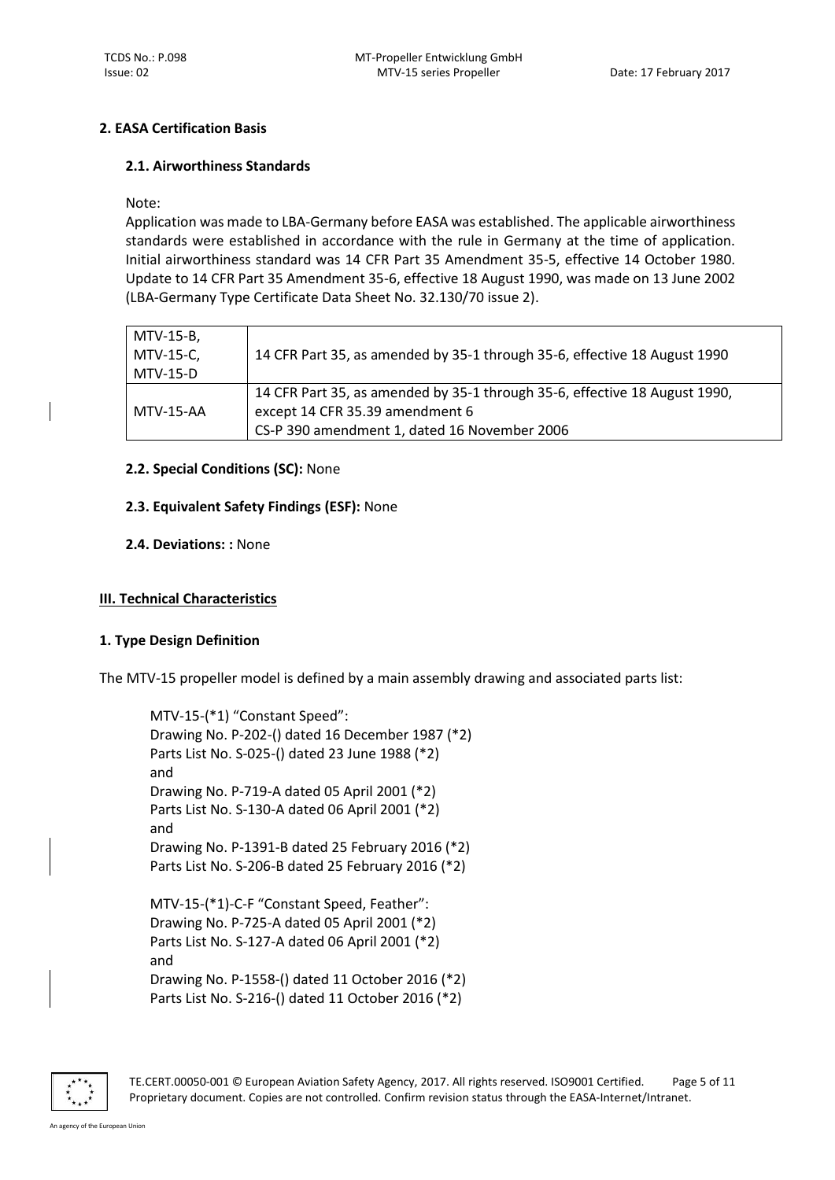### 2. EASA Certification Basis

#### 2.1. Airworthiness Standards

Note:
Application was made to LBA-Germany before EASA was established. The applicable airworthiness standards were established in accordance with the rule in Germany at the time of application. Initial airworthiness standard was 14 CFR Part 35 Amendment 35-5, effective 14 October 1980. Update to 14 CFR Part 35 Amendment 35-6, effective 18 August 1990, was made on 13 June 2002 (LBA-Germany Type Certificate Data Sheet No. 32.130/70 issue 2).

| | |
|---|---|
| MTV-15-B,<br>MTV-15-C,<br>MTV-15-D | 14 CFR Part 35, as amended by 35-1 through 35-6, effective 18 August 1990 |
| MTV-15-AA | 14 CFR Part 35, as amended by 35-1 through 35-6, effective 18 August 1990,<br>except 14 CFR 35.39 amendment 6<br>CS-P 390 amendment 1, dated 16 November 2006 |

#### 2.2. Special Conditions (SC): None

#### 2.3. Equivalent Safety Findings (ESF): None

#### 2.4. Deviations: : None

## III. Technical Characteristics

### 1. Type Design Definition

The MTV-15 propeller model is defined by a main assembly drawing and associated parts list:

MTV-15-(*1) "Constant Speed":
Drawing No. P-202-() dated 16 December 1987 (*2)
Parts List No. S-025-() dated 23 June 1988 (*2)
and
Drawing No. P-719-A dated 05 April 2001 (*2)
Parts List No. S-130-A dated 06 April 2001 (*2)
and
Drawing No. P-1391-B dated 25 February 2016 (*2)
Parts List No. S-206-B dated 25 February 2016 (*2)

MTV-15-(*1)-C-F "Constant Speed, Feather":
Drawing No. P-725-A dated 05 April 2001 (*2)
Parts List No. S-127-A dated 06 April 2001 (*2)
and
Drawing No. P-1558-() dated 11 October 2016 (*2)
Parts List No. S-216-() dated 11 October 2016 (*2)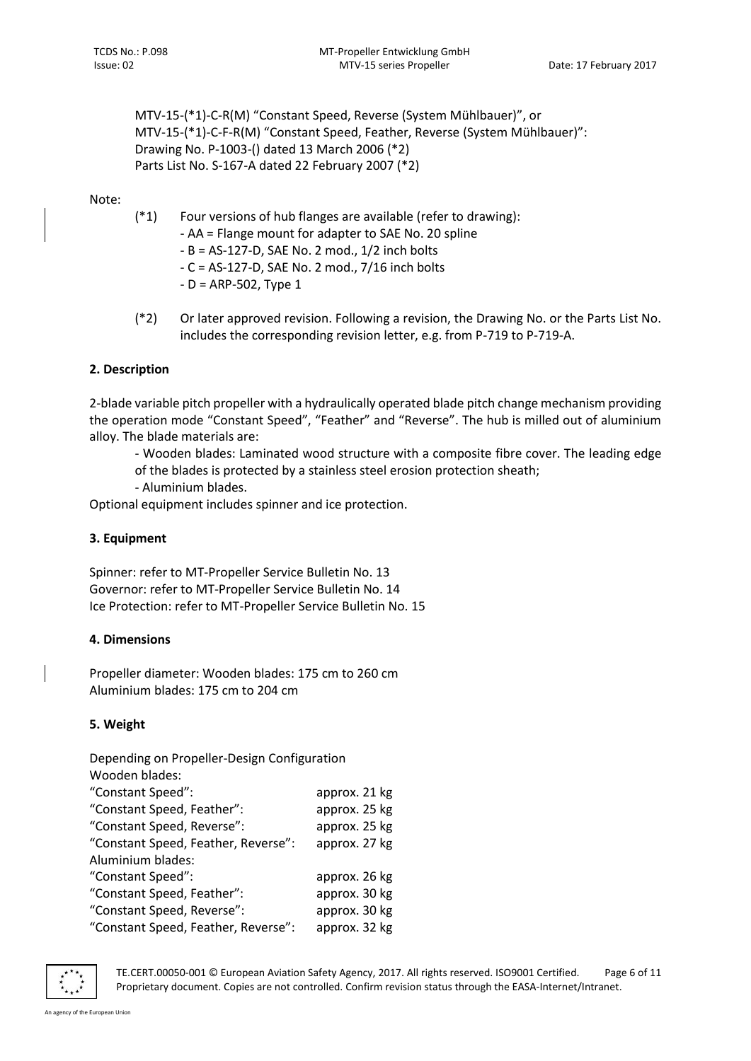MTV-15-(*1)-C-R(M) “Constant Speed, Reverse (System Mühlbauer)”, or
MTV-15-(*1)-C-F-R(M) “Constant Speed, Feather, Reverse (System Mühlbauer)”:
Drawing No. P-1003-() dated 13 March 2006 (*2)
Parts List No. S-167-A dated 22 February 2007 (*2)

Note:

(*1) Four versions of hub flanges are available (refer to drawing):
- AA = Flange mount for adapter to SAE No. 20 spline
- B = AS-127-D, SAE No. 2 mod., 1/2 inch bolts
- C = AS-127-D, SAE No. 2 mod., 7/16 inch bolts
- D = ARP-502, Type 1

(*2) Or later approved revision. Following a revision, the Drawing No. or the Parts List No. includes the corresponding revision letter, e.g. from P-719 to P-719-A.

## 2. Description

2-blade variable pitch propeller with a hydraulically operated blade pitch change mechanism providing the operation mode “Constant Speed”, “Feather” and “Reverse”. The hub is milled out of aluminium alloy. The blade materials are:

- Wooden blades: Laminated wood structure with a composite fibre cover. The leading edge of the blades is protected by a stainless steel erosion protection sheath;
- Aluminium blades.

Optional equipment includes spinner and ice protection.

## 3. Equipment

Spinner: refer to MT-Propeller Service Bulletin No. 13
Governor: refer to MT-Propeller Service Bulletin No. 14
Ice Protection: refer to MT-Propeller Service Bulletin No. 15

## 4. Dimensions

Propeller diameter: Wooden blades: 175 cm to 260 cm
Aluminium blades: 175 cm to 204 cm

## 5. Weight

Depending on Propeller-Design Configuration

| | |
|---|---|
| Wooden blades: | |
| “Constant Speed”: | approx. 21 kg |
| “Constant Speed, Feather”: | approx. 25 kg |
| “Constant Speed, Reverse”: | approx. 25 kg |
| “Constant Speed, Feather, Reverse”: | approx. 27 kg |
| Aluminium blades: | |
| “Constant Speed”: | approx. 26 kg |
| “Constant Speed, Feather”: | approx. 30 kg |
| “Constant Speed, Reverse”: | approx. 30 kg |
| “Constant Speed, Feather, Reverse”: | approx. 32 kg |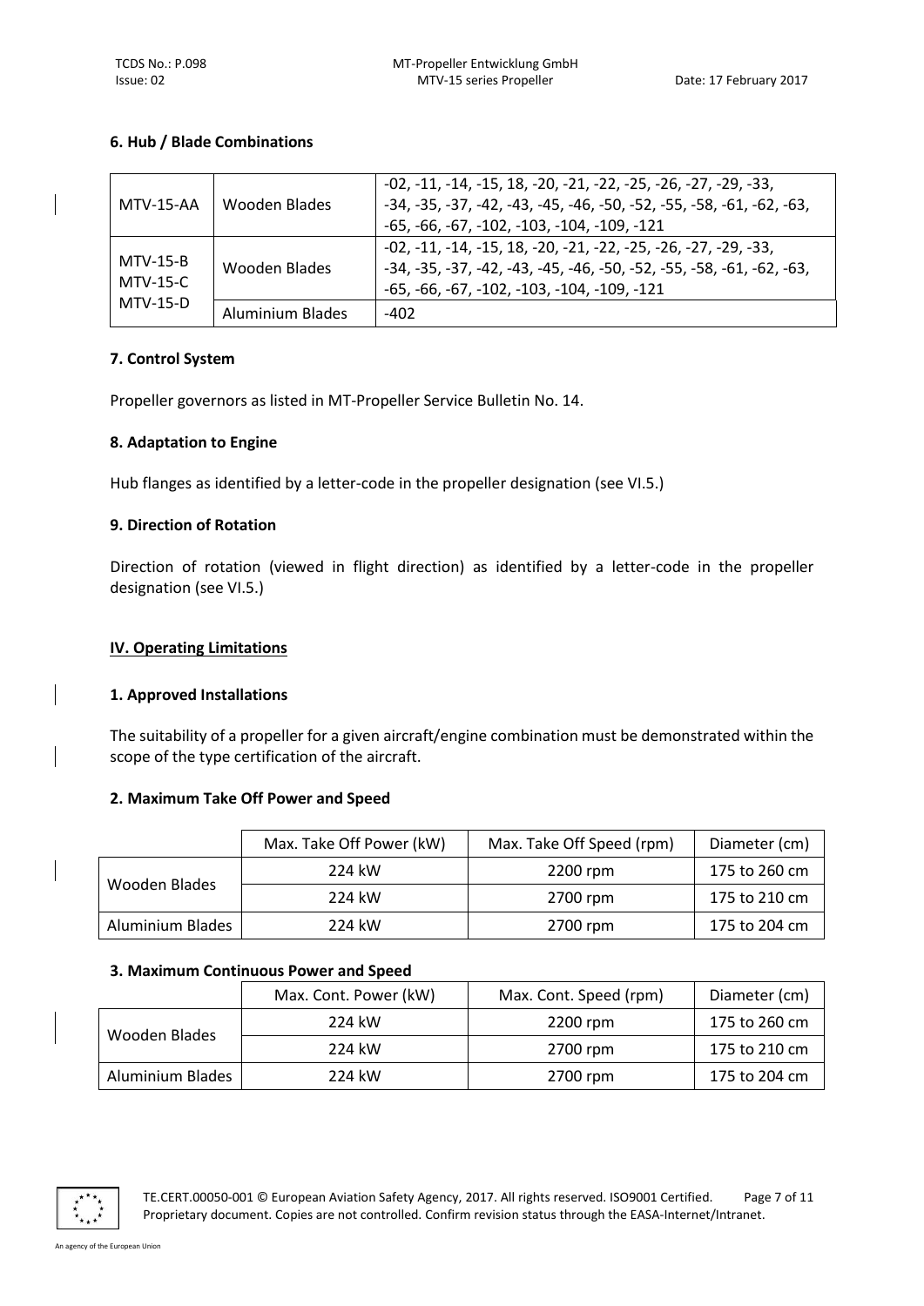### 6. Hub / Blade Combinations

| | | |
|---|---|---|
| MTV-15-AA | Wooden Blades | -02, -11, -14, -15, 18, -20, -21, -22, -25, -26, -27, -29, -33, -34, -35, -37, -42, -43, -45, -46, -50, -52, -55, -58, -61, -62, -63, -65, -66, -67, -102, -103, -104, -109, -121 |
| MTV-15-B MTV-15-C MTV-15-D | Wooden Blades | -02, -11, -14, -15, 18, -20, -21, -22, -25, -26, -27, -29, -33, -34, -35, -37, -42, -43, -45, -46, -50, -52, -55, -58, -61, -62, -63, -65, -66, -67, -102, -103, -104, -109, -121 |
| | Aluminium Blades | -402 |

### 7. Control System

Propeller governors as listed in MT-Propeller Service Bulletin No. 14.

### 8. Adaptation to Engine

Hub flanges as identified by a letter-code in the propeller designation (see VI.5.)

### 9. Direction of Rotation

Direction of rotation (viewed in flight direction) as identified by a letter-code in the propeller designation (see VI.5.)

## IV. Operating Limitations

### 1. Approved Installations

The suitability of a propeller for a given aircraft/engine combination must be demonstrated within the scope of the type certification of the aircraft.

### 2. Maximum Take Off Power and Speed

| | Max. Take Off Power (kW) | Max. Take Off Speed (rpm) | Diameter (cm) |
|---|---|---|---|
| Wooden Blades | 224 kW | 2200 rpm | 175 to 260 cm |
| | 224 kW | 2700 rpm | 175 to 210 cm |
| Aluminium Blades | 224 kW | 2700 rpm | 175 to 204 cm |

### 3. Maximum Continuous Power and Speed

| | Max. Cont. Power (kW) | Max. Cont. Speed (rpm) | Diameter (cm) |
|---|---|---|---|
| Wooden Blades | 224 kW | 2200 rpm | 175 to 260 cm |
| | 224 kW | 2700 rpm | 175 to 210 cm |
| Aluminium Blades | 224 kW | 2700 rpm | 175 to 204 cm |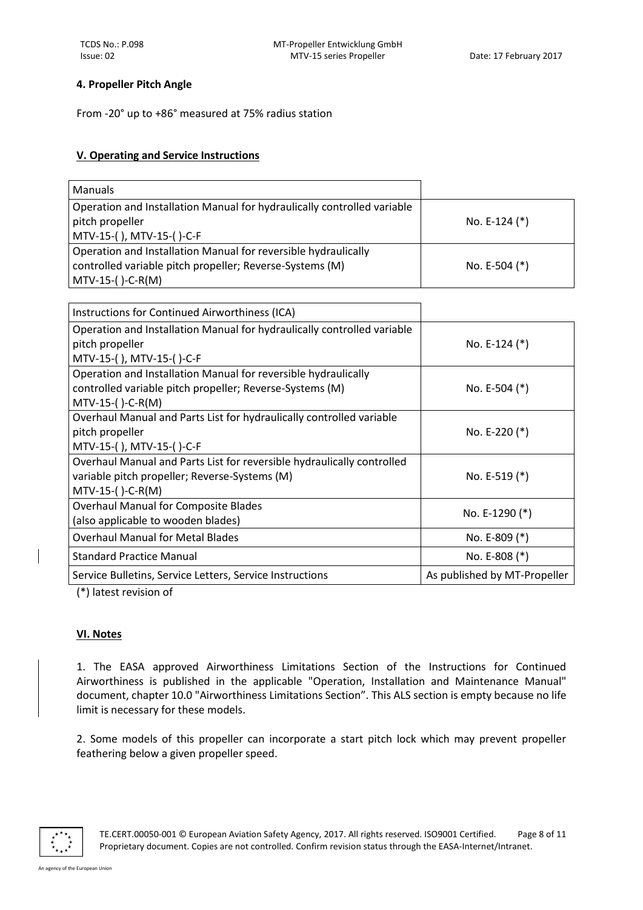#### 4. Propeller Pitch Angle

From -20° up to +86° measured at 75% radius station

### V. Operating and Service Instructions

| Manuals | |
|---|---|
| Operation and Installation Manual for hydraulically controlled variable pitch propeller MTV-15-( ), MTV-15-( )-C-F | No. E-124 (*) |
| Operation and Installation Manual for reversible hydraulically controlled variable pitch propeller; Reverse-Systems (M) MTV-15-( )-C-R(M) | No. E-504 (*) |

| Instructions for Continued Airworthiness (ICA) | |
|---|---|
| Operation and Installation Manual for hydraulically controlled variable pitch propeller MTV-15-( ), MTV-15-( )-C-F | No. E-124 (*) |
| Operation and Installation Manual for reversible hydraulically controlled variable pitch propeller; Reverse-Systems (M) MTV-15-( )-C-R(M) | No. E-504 (*) |
| Overhaul Manual and Parts List for hydraulically controlled variable pitch propeller MTV-15-( ), MTV-15-( )-C-F | No. E-220 (*) |
| Overhaul Manual and Parts List for reversible hydraulically controlled variable pitch propeller; Reverse-Systems (M) MTV-15-( )-C-R(M) | No. E-519 (*) |
| Overhaul Manual for Composite Blades (also applicable to wooden blades) | No. E-1290 (*) |
| Overhaul Manual for Metal Blades | No. E-809 (*) |
| Standard Practice Manual | No. E-808 (*) |
| Service Bulletins, Service Letters, Service Instructions | As published by MT-Propeller |

(*) latest revision of

### VI. Notes

1. The EASA approved Airworthiness Limitations Section of the Instructions for Continued Airworthiness is published in the applicable "Operation, Installation and Maintenance Manual" document, chapter 10.0 "Airworthiness Limitations Section". This ALS section is empty because no life limit is necessary for these models.

2. Some models of this propeller can incorporate a start pitch lock which may prevent propeller feathering below a given propeller speed.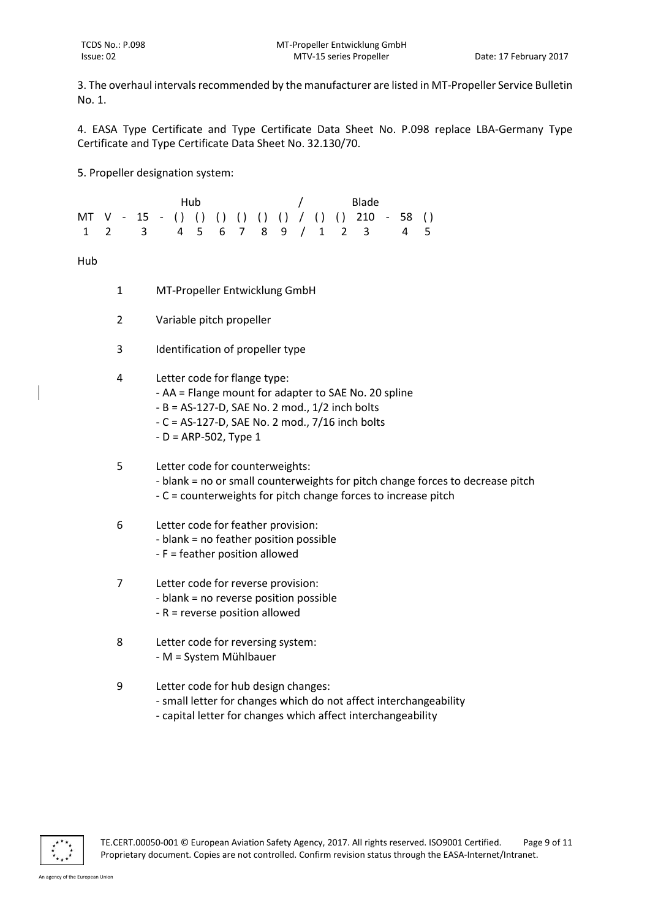3. The overhaul intervals recommended by the manufacturer are listed in MT-Propeller Service Bulletin No. 1.

4. EASA Type Certificate and Type Certificate Data Sheet No. P.098 replace LBA-Germany Type Certificate and Type Certificate Data Sheet No. 32.130/70.

5. Propeller designation system:

```
               Hub                        /          Blade
MT  V  -  15  -  ( ) ( ) ( ) ( ) ( ) ( ) / ( ) ( ) 210  -  58 ( )
 1  2     3       4   5   6   7   8   9  /  1   2   3       4   5
```

Hub

1. MT-Propeller Entwicklung GmbH
2. Variable pitch propeller
3. Identification of propeller type
4. Letter code for flange type:
   - AA = Flange mount for adapter to SAE No. 20 spline
   - B = AS-127-D, SAE No. 2 mod., 1/2 inch bolts
   - C = AS-127-D, SAE No. 2 mod., 7/16 inch bolts
   - D = ARP-502, Type 1
5. Letter code for counterweights:
   - blank = no or small counterweights for pitch change forces to decrease pitch
   - C = counterweights for pitch change forces to increase pitch
6. Letter code for feather provision:
   - blank = no feather position possible
   - F = feather position allowed
7. Letter code for reverse provision:
   - blank = no reverse position possible
   - R = reverse position allowed
8. Letter code for reversing system:
   - M = System Mühlbauer
9. Letter code for hub design changes:
   - small letter for changes which do not affect interchangeability
   - capital letter for changes which affect interchangeability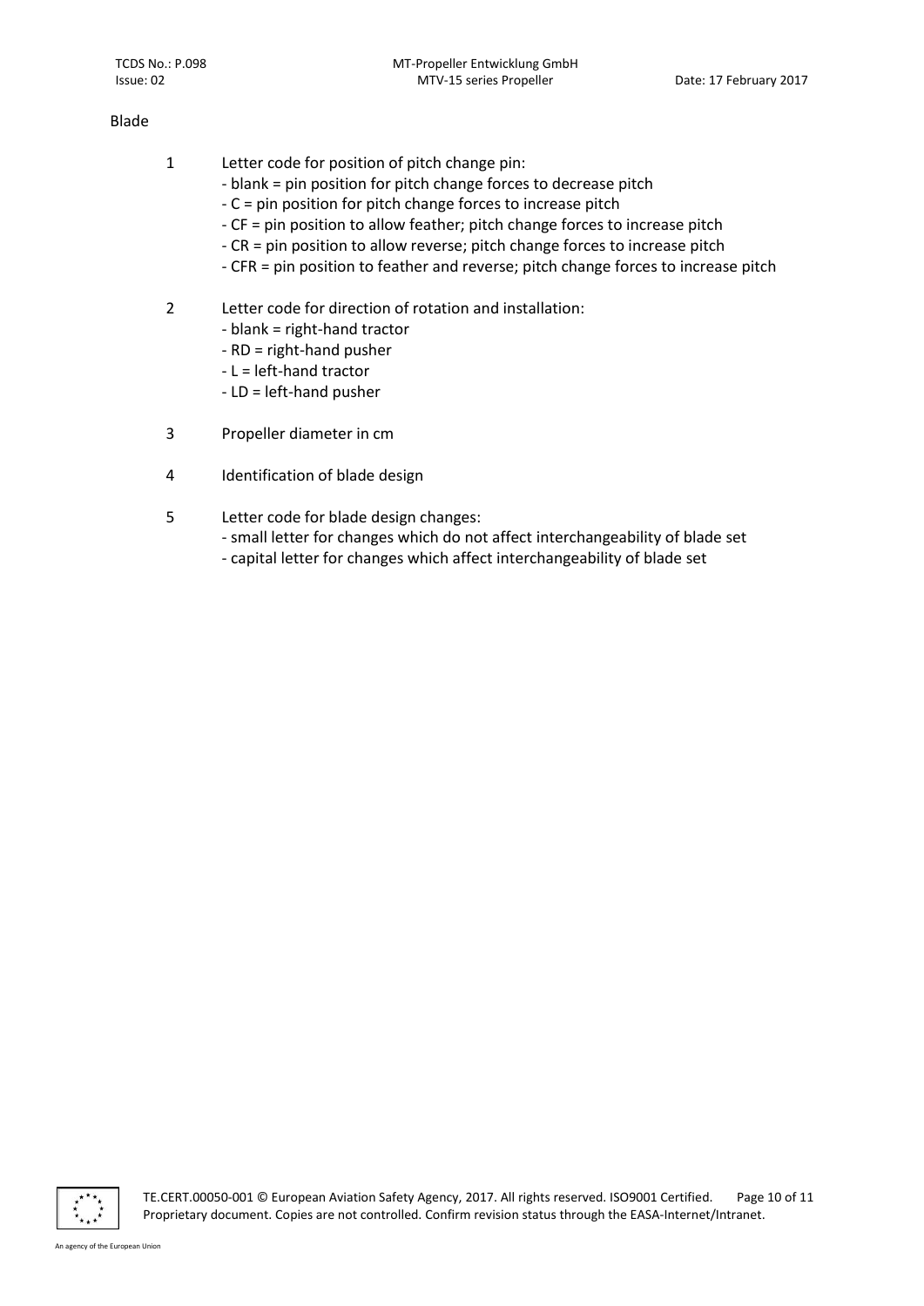Blade

1. Letter code for position of pitch change pin:
   - blank = pin position for pitch change forces to decrease pitch
   - C = pin position for pitch change forces to increase pitch
   - CF = pin position to allow feather; pitch change forces to increase pitch
   - CR = pin position to allow reverse; pitch change forces to increase pitch
   - CFR = pin position to feather and reverse; pitch change forces to increase pitch

2. Letter code for direction of rotation and installation:
   - blank = right-hand tractor
   - RD = right-hand pusher
   - L = left-hand tractor
   - LD = left-hand pusher

3. Propeller diameter in cm

4. Identification of blade design

5. Letter code for blade design changes:
   - small letter for changes which do not affect interchangeability of blade set
   - capital letter for changes which affect interchangeability of blade set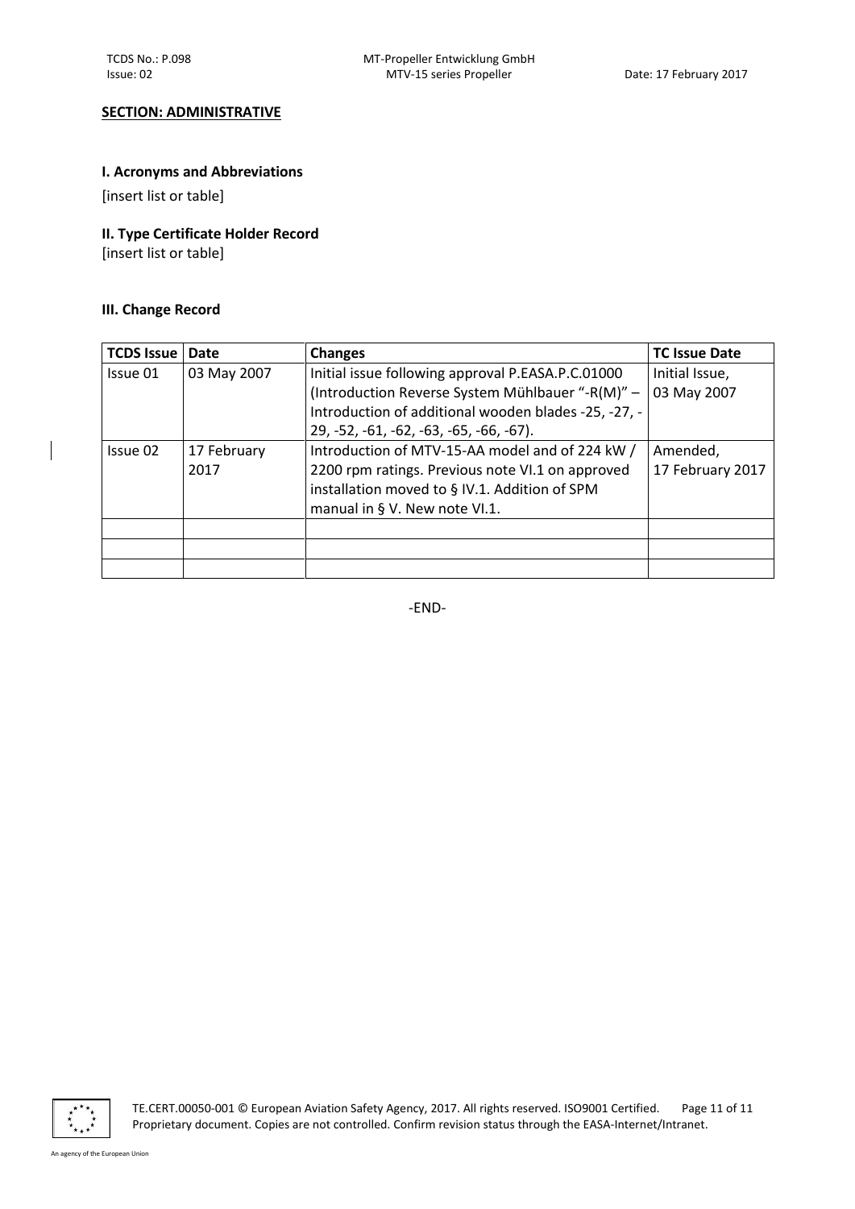**SECTION: ADMINISTRATIVE**

### I. Acronyms and Abbreviations

[insert list or table]

### II. Type Certificate Holder Record

[insert list or table]

### III. Change Record

| TCDS Issue | Date | Changes | TC Issue Date |
|---|---|---|---|
| Issue 01 | 03 May 2007 | Initial issue following approval P.EASA.P.C.01000 (Introduction Reverse System Mühlbauer "-R(M)" – Introduction of additional wooden blades -25, -27, -29, -52, -61, -62, -63, -65, -66, -67). | Initial Issue, 03 May 2007 |
| Issue 02 | 17 February 2017 | Introduction of MTV-15-AA model and of 224 kW / 2200 rpm ratings. Previous note VI.1 on approved installation moved to § IV.1. Addition of SPM manual in § V. New note VI.1. | Amended, 17 February 2017 |
| | | | |
| | | | |
| | | | |

-END-